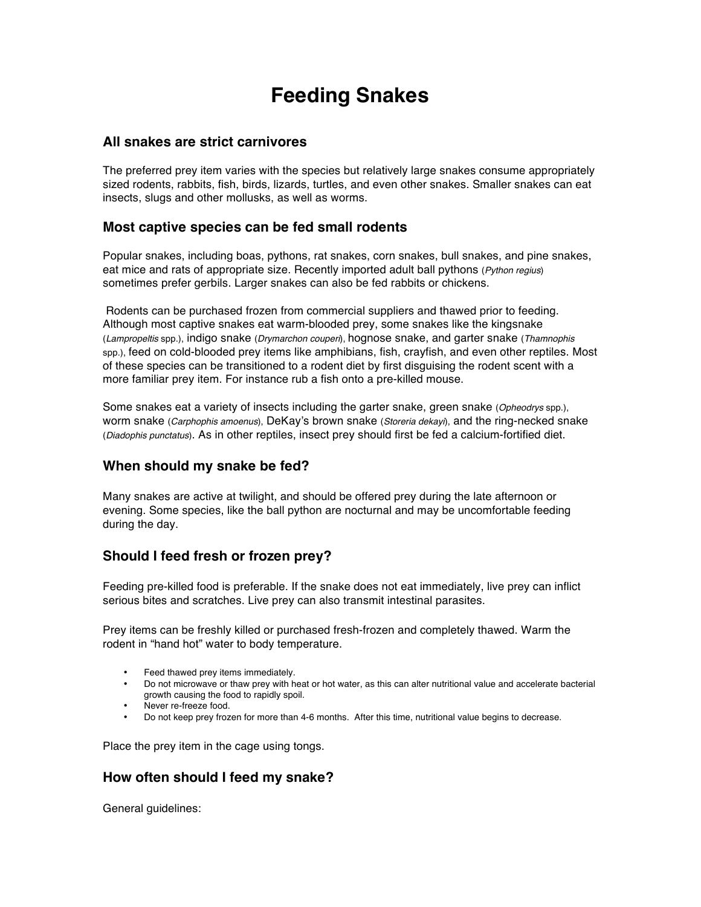# Feeding Snakes

## All snakes are strict carnivores

The preferred prey item varies with the species but relatively large snakes consume appropriately sized rodents, rabbits, fish, birds, lizards, turtles, and even other snakes. Smaller snakes can eat insects, slugs and other mollusks, as well as worms.

## Most captive species can be fed small rodents

Popular snakes, including boas, pythons, rat snakes, corn snakes, bull snakes, and pine snakes, eat mice and rats of appropriate size. Recently imported adult ball pythons (*Python regius*) sometimes prefer gerbils. Larger snakes can also be fed rabbits or chickens.

Rodents can be purchased frozen from commercial suppliers and thawed prior to feeding. Although most captive snakes eat warm-blooded prey, some snakes like the kingsnake (*Lampropeltis* spp.), indigo snake (*Drymarchon couperi*), hognose snake, and garter snake (*Thamnophis* spp.), feed on cold-blooded prey items like amphibians, fish, crayfish, and even other reptiles. Most of these species can be transitioned to a rodent diet by first disguising the rodent scent with a more familiar prey item. For instance rub a fish onto a pre-killed mouse.

Some snakes eat a variety of insects including the garter snake, green snake (*Opheodrys* spp.), worm snake (*Carphophis amoenus*), DeKay's brown snake (*Storeria dekayi*), and the ring-necked snake (*Diadophis punctatus*). As in other reptiles, insect prey should first be fed a calcium-fortified diet.

## When should my snake be fed?

Many snakes are active at twilight, and should be offered prey during the late afternoon or evening. Some species, like the ball python are nocturnal and may be uncomfortable feeding during the day.

## Should I feed fresh or frozen prey?

Feeding pre-killed food is preferable. If the snake does not eat immediately, live prey can inflict serious bites and scratches. Live prey can also transmit intestinal parasites.

Prey items can be freshly killed or purchased fresh-frozen and completely thawed. Warm the rodent in "hand hot" water to body temperature.

- Feed thawed prey items immediately.
- Do not microwave or thaw prey with heat or hot water, as this can alter nutritional value and accelerate bacterial growth causing the food to rapidly spoil.
- Never re-freeze food.
- Do not keep prey frozen for more than 4-6 months. After this time, nutritional value begins to decrease.

Place the prey item in the cage using tongs.

## How often should I feed my snake?

General guidelines: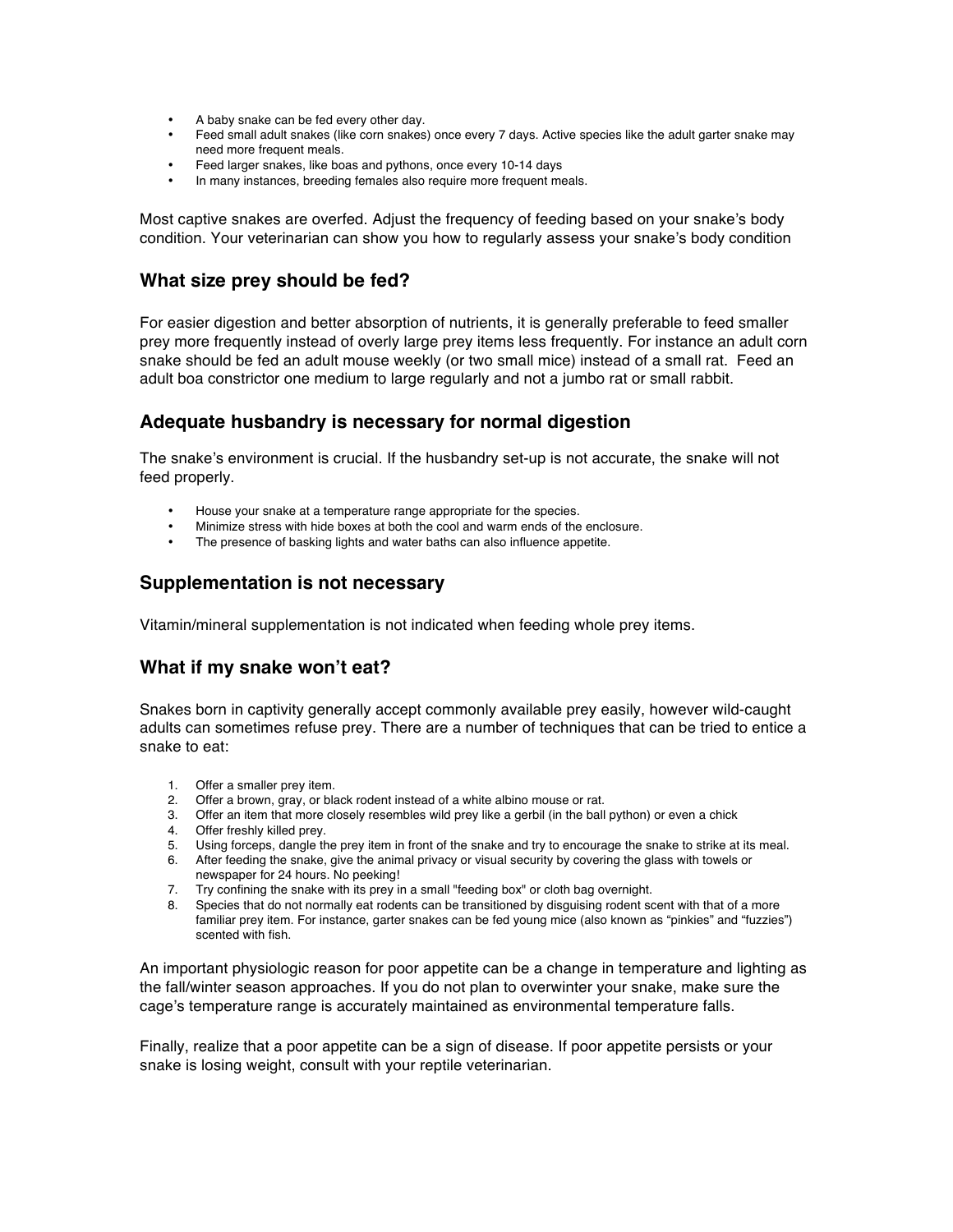- A baby snake can be fed every other day.
- Feed small adult snakes (like corn snakes) once every 7 days. Active species like the adult garter snake may need more frequent meals.
- Feed larger snakes, like boas and pythons, once every 10-14 days
- In many instances, breeding females also require more frequent meals.

Most captive snakes are overfed. Adjust the frequency of feeding based on your snake's body condition. Your veterinarian can show you how to regularly assess your snake's body condition

## What size prey should be fed?

For easier digestion and better absorption of nutrients, it is generally preferable to feed smaller prey more frequently instead of overly large prey items less frequently. For instance an adult corn snake should be fed an adult mouse weekly (or two small mice) instead of a small rat. Feed an adult boa constrictor one medium to large regularly and not a jumbo rat or small rabbit.

## Adequate husbandry is necessary for normal digestion

The snake's environment is crucial. If the husbandry set-up is not accurate, the snake will not feed properly.

- House your snake at a temperature range appropriate for the species.
- Minimize stress with hide boxes at both the cool and warm ends of the enclosure.
- The presence of basking lights and water baths can also influence appetite.

## Supplementation is not necessary

Vitamin/mineral supplementation is not indicated when feeding whole prey items.

## What if my snake won't eat?

Snakes born in captivity generally accept commonly available prey easily, however wild-caught adults can sometimes refuse prey. There are a number of techniques that can be tried to entice a snake to eat:

1. Offer a smaller prey item.
2. Offer a brown, gray, or black rodent instead of a white albino mouse or rat.
3. Offer an item that more closely resembles wild prey like a gerbil (in the ball python) or even a chick
4. Offer freshly killed prey.
5. Using forceps, dangle the prey item in front of the snake and try to encourage the snake to strike at its meal.
6. After feeding the snake, give the animal privacy or visual security by covering the glass with towels or newspaper for 24 hours. No peeking!
7. Try confining the snake with its prey in a small "feeding box" or cloth bag overnight.
8. Species that do not normally eat rodents can be transitioned by disguising rodent scent with that of a more familiar prey item. For instance, garter snakes can be fed young mice (also known as "pinkies" and "fuzzies") scented with fish.

An important physiologic reason for poor appetite can be a change in temperature and lighting as the fall/winter season approaches. If you do not plan to overwinter your snake, make sure the cage's temperature range is accurately maintained as environmental temperature falls.

Finally, realize that a poor appetite can be a sign of disease. If poor appetite persists or your snake is losing weight, consult with your reptile veterinarian.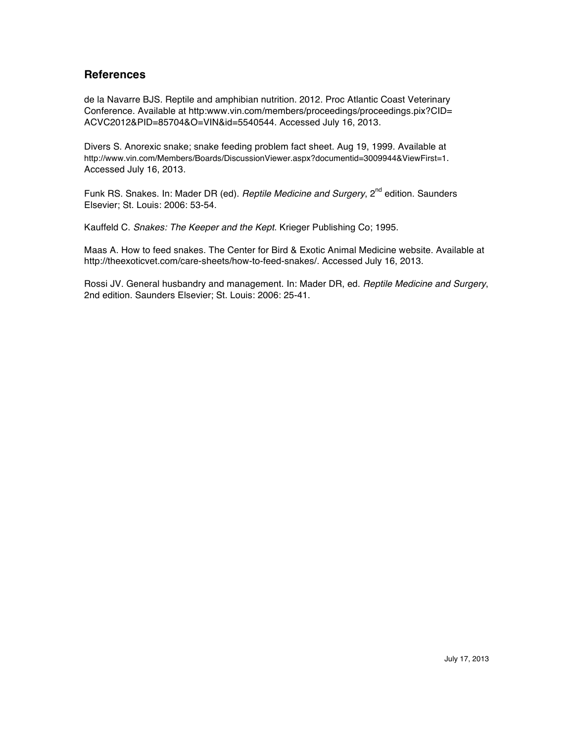## References

de la Navarre BJS. Reptile and amphibian nutrition. 2012. Proc Atlantic Coast Veterinary Conference. Available at http:www.vin.com/members/proceedings/proceedings.pix?CID=ACVC2012&PID=85704&O=VIN&id=5540544. Accessed July 16, 2013.

Divers S. Anorexic snake; snake feeding problem fact sheet. Aug 19, 1999. Available at http://www.vin.com/Members/Boards/DiscussionViewer.aspx?documentid=3009944&ViewFirst=1. Accessed July 16, 2013.

Funk RS. Snakes. In: Mader DR (ed). *Reptile Medicine and Surgery*, 2nd edition. Saunders Elsevier; St. Louis: 2006: 53-54.

Kauffeld C. *Snakes: The Keeper and the Kept*. Krieger Publishing Co; 1995.

Maas A. How to feed snakes. The Center for Bird & Exotic Animal Medicine website. Available at http://theexoticvet.com/care-sheets/how-to-feed-snakes/. Accessed July 16, 2013.

Rossi JV. General husbandry and management. In: Mader DR, ed. *Reptile Medicine and Surgery*, 2nd edition. Saunders Elsevier; St. Louis: 2006: 25-41.

July 17, 2013